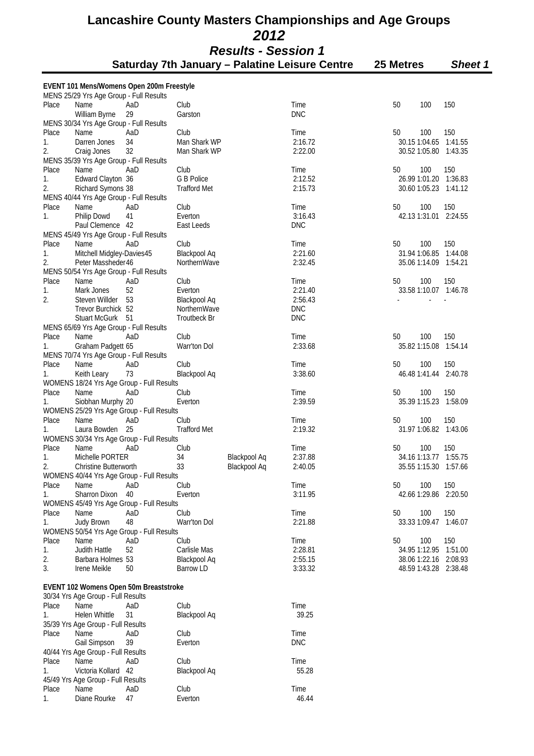# Lancashire County Masters Championships and Age Groups
## 2012
### Results - Session 1

**Saturday 7th January – Palatine Leisure Centre** **25 Metres** ***Sheet 1***

**EVENT 101 Mens/Womens Open 200m Freestyle**

MENS 25/29 Yrs Age Group - Full Results

| Place | Name | AaD | Club | Time | 50 | 100 | 150 |
|---|---|---|---|---|---|---|---|
| | William Byrne | 29 | Garston | DNC | | | |

MENS 30/34 Yrs Age Group - Full Results

| Place | Name | AaD | Club | Time | 50 | 100 | 150 |
|---|---|---|---|---|---|---|---|
| 1. | Darren Jones | 34 | Man Shark WP | 2:16.72 | 30.15 | 1:04.65 | 1:41.55 |
| 2. | Craig Jones | 32 | Man Shark WP | 2:22.00 | 30.52 | 1:05.80 | 1:43.35 |

MENS 35/39 Yrs Age Group - Full Results

| Place | Name | AaD | Club | Time | 50 | 100 | 150 |
|---|---|---|---|---|---|---|---|
| 1. | Edward Clayton | 36 | G B Police | 2:12.52 | 26.99 | 1:01.20 | 1:36.83 |
| 2. | Richard Symons | 38 | Trafford Met | 2:15.73 | 30.60 | 1:05.23 | 1:41.12 |

MENS 40/44 Yrs Age Group - Full Results

| Place | Name | AaD | Club | Time | 50 | 100 | 150 |
|---|---|---|---|---|---|---|---|
| 1. | Philip Dowd | 41 | Everton | 3:16.43 | 42.13 | 1:31.01 | 2:24.55 |
| | Paul Clemence | 42 | East Leeds | DNC | | | |

MENS 45/49 Yrs Age Group - Full Results

| Place | Name | AaD | Club | Time | 50 | 100 | 150 |
|---|---|---|---|---|---|---|---|
| 1. | Mitchell Midgley-Davies | 45 | Blackpool Aq | 2:21.60 | 31.94 | 1:06.85 | 1:44.08 |
| 2. | Peter Massheder | 46 | NorthernWave | 2:32.45 | 35.06 | 1:14.09 | 1:54.21 |

MENS 50/54 Yrs Age Group - Full Results

| Place | Name | AaD | Club | Time | 50 | 100 | 150 |
|---|---|---|---|---|---|---|---|
| 1. | Mark Jones | 52 | Everton | 2:21.40 | 33.58 | 1:10.07 | 1:46.78 |
| 2. | Steven Willder | 53 | Blackpool Aq | 2:56.43 | - | - | - |
| | Trevor Burchick | 52 | NorthernWave | DNC | | | |
| | Stuart McGurk | 51 | Troutbeck Br | DNC | | | |

MENS 65/69 Yrs Age Group - Full Results

| Place | Name | AaD | Club | Time | 50 | 100 | 150 |
|---|---|---|---|---|---|---|---|
| 1. | Graham Padgett | 65 | Warr'ton Dol | 2:33.68 | 35.82 | 1:15.08 | 1:54.14 |

MENS 70/74 Yrs Age Group - Full Results

| Place | Name | AaD | Club | Time | 50 | 100 | 150 |
|---|---|---|---|---|---|---|---|
| 1. | Keith Leary | 73 | Blackpool Aq | 3:38.60 | 46.48 | 1:41.44 | 2:40.78 |

WOMENS 18/24 Yrs Age Group - Full Results

| Place | Name | AaD | Club | Time | 50 | 100 | 150 |
|---|---|---|---|---|---|---|---|
| 1. | Siobhan Murphy | 20 | Everton | 2:39.59 | 35.39 | 1:15.23 | 1:58.09 |

WOMENS 25/29 Yrs Age Group - Full Results

| Place | Name | AaD | Club | Time | 50 | 100 | 150 |
|---|---|---|---|---|---|---|---|
| 1. | Laura Bowden | 25 | Trafford Met | 2:19.32 | 31.97 | 1:06.82 | 1:43.06 |

WOMENS 30/34 Yrs Age Group - Full Results

| Place | Name | AaD | Club | Time | 50 | 100 | 150 |
|---|---|---|---|---|---|---|---|
| 1. | Michelle PORTER | 34 | Blackpool Aq | 2:37.88 | 34.16 | 1:13.77 | 1:55.75 |
| 2. | Christine Butterworth | 33 | Blackpool Aq | 2:40.05 | 35.55 | 1:15.30 | 1:57.66 |

WOMENS 40/44 Yrs Age Group - Full Results

| Place | Name | AaD | Club | Time | 50 | 100 | 150 |
|---|---|---|---|---|---|---|---|
| 1. | Sharron Dixon | 40 | Everton | 3:11.95 | 42.66 | 1:29.86 | 2:20.50 |

WOMENS 45/49 Yrs Age Group - Full Results

| Place | Name | AaD | Club | Time | 50 | 100 | 150 |
|---|---|---|---|---|---|---|---|
| 1. | Judy Brown | 48 | Warr'ton Dol | 2:21.88 | 33.33 | 1:09.47 | 1:46.07 |

WOMENS 50/54 Yrs Age Group - Full Results

| Place | Name | AaD | Club | Time | 50 | 100 | 150 |
|---|---|---|---|---|---|---|---|
| 1. | Judith Hattle | 52 | Carlisle Mas | 2:28.81 | 34.95 | 1:12.95 | 1:51.00 |
| 2. | Barbara Holmes | 53 | Blackpool Aq | 2:55.15 | 38.06 | 1:22.16 | 2:08.93 |
| 3. | Irene Meikle | 50 | Barrow LD | 3:33.32 | 48.59 | 1:43.28 | 2:38.48 |

**EVENT 102 Womens Open 50m Breaststroke**

30/34 Yrs Age Group - Full Results

| Place | Name | AaD | Club | Time |
|---|---|---|---|---|
| 1. | Helen Whittle | 31 | Blackpool Aq | 39.25 |

35/39 Yrs Age Group - Full Results

| Place | Name | AaD | Club | Time |
|---|---|---|---|---|
| | Gail Simpson | 39 | Everton | DNC |

40/44 Yrs Age Group - Full Results

| Place | Name | AaD | Club | Time |
|---|---|---|---|---|
| 1. | Victoria Kollard | 42 | Blackpool Aq | 55.28 |

45/49 Yrs Age Group - Full Results

| Place | Name | AaD | Club | Time |
|---|---|---|---|---|
| 1. | Diane Rourke | 47 | Everton | 46.44 |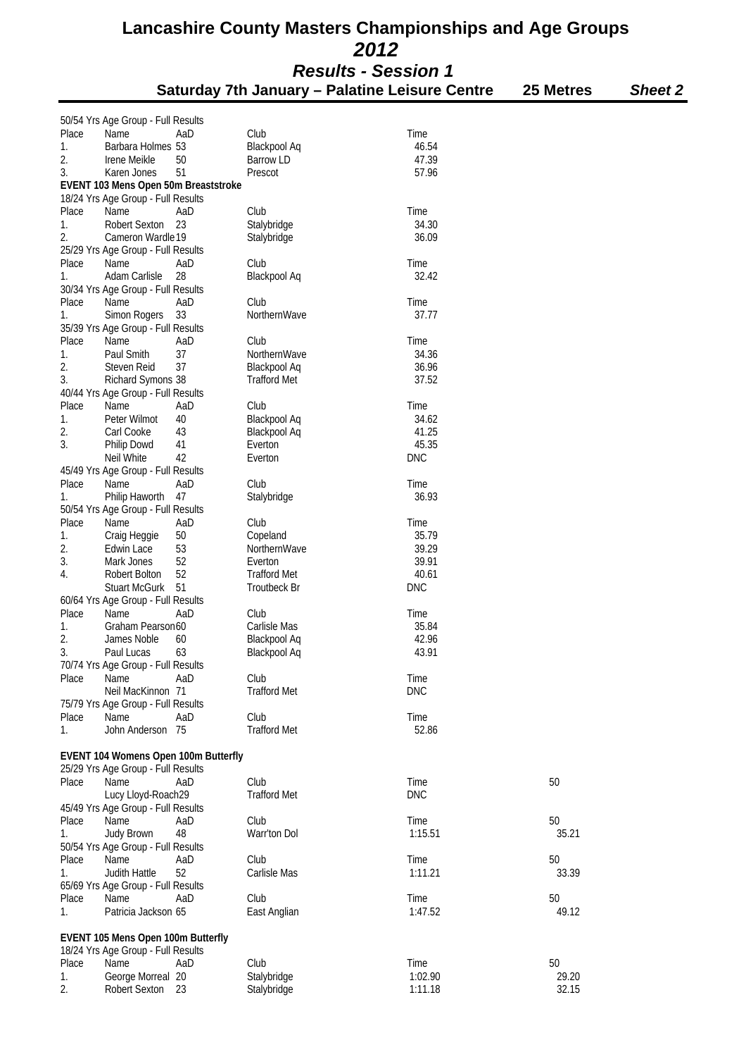# Lancashire County Masters Championships and Age Groups
## *2012*
### *Results - Session 1*
**Saturday 7th January – Palatine Leisure Centre 25 Metres *Sheet 2***

50/54 Yrs Age Group - Full Results

| Place | Name | AaD | Club | Time |
|---|---|---|---|---|
| 1. | Barbara Holmes | 53 | Blackpool Aq | 46.54 |
| 2. | Irene Meikle | 50 | Barrow LD | 47.39 |
| 3. | Karen Jones | 51 | Prescot | 57.96 |

**EVENT 103 Mens Open 50m Breaststroke**

18/24 Yrs Age Group - Full Results

| Place | Name | AaD | Club | Time |
|---|---|---|---|---|
| 1. | Robert Sexton | 23 | Stalybridge | 34.30 |
| 2. | Cameron Wardle | 19 | Stalybridge | 36.09 |

25/29 Yrs Age Group - Full Results

| Place | Name | AaD | Club | Time |
|---|---|---|---|---|
| 1. | Adam Carlisle | 28 | Blackpool Aq | 32.42 |

30/34 Yrs Age Group - Full Results

| Place | Name | AaD | Club | Time |
|---|---|---|---|---|
| 1. | Simon Rogers | 33 | NorthernWave | 37.77 |

35/39 Yrs Age Group - Full Results

| Place | Name | AaD | Club | Time |
|---|---|---|---|---|
| 1. | Paul Smith | 37 | NorthernWave | 34.36 |
| 2. | Steven Reid | 37 | Blackpool Aq | 36.96 |
| 3. | Richard Symons | 38 | Trafford Met | 37.52 |

40/44 Yrs Age Group - Full Results

| Place | Name | AaD | Club | Time |
|---|---|---|---|---|
| 1. | Peter Wilmot | 40 | Blackpool Aq | 34.62 |
| 2. | Carl Cooke | 43 | Blackpool Aq | 41.25 |
| 3. | Philip Dowd | 41 | Everton | 45.35 |
| | Neil White | 42 | Everton | DNC |

45/49 Yrs Age Group - Full Results

| Place | Name | AaD | Club | Time |
|---|---|---|---|---|
| 1. | Philip Haworth | 47 | Stalybridge | 36.93 |

50/54 Yrs Age Group - Full Results

| Place | Name | AaD | Club | Time |
|---|---|---|---|---|
| 1. | Craig Heggie | 50 | Copeland | 35.79 |
| 2. | Edwin Lace | 53 | NorthernWave | 39.29 |
| 3. | Mark Jones | 52 | Everton | 39.91 |
| 4. | Robert Bolton | 52 | Trafford Met | 40.61 |
| | Stuart McGurk | 51 | Troutbeck Br | DNC |

60/64 Yrs Age Group - Full Results

| Place | Name | AaD | Club | Time |
|---|---|---|---|---|
| 1. | Graham Pearson | 60 | Carlisle Mas | 35.84 |
| 2. | James Noble | 60 | Blackpool Aq | 42.96 |
| 3. | Paul Lucas | 63 | Blackpool Aq | 43.91 |

70/74 Yrs Age Group - Full Results

| Place | Name | AaD | Club | Time |
|---|---|---|---|---|
| | Neil MacKinnon | 71 | Trafford Met | DNC |

75/79 Yrs Age Group - Full Results

| Place | Name | AaD | Club | Time |
|---|---|---|---|---|
| 1. | John Anderson | 75 | Trafford Met | 52.86 |

**EVENT 104 Womens Open 100m Butterfly**

25/29 Yrs Age Group - Full Results

| Place | Name | AaD | Club | Time | 50 |
|---|---|---|---|---|---|
| | Lucy Lloyd-Roach | 29 | Trafford Met | DNC | |

45/49 Yrs Age Group - Full Results

| Place | Name | AaD | Club | Time | 50 |
|---|---|---|---|---|---|
| 1. | Judy Brown | 48 | Warr'ton Dol | 1:15.51 | 35.21 |

50/54 Yrs Age Group - Full Results

| Place | Name | AaD | Club | Time | 50 |
|---|---|---|---|---|---|
| 1. | Judith Hattle | 52 | Carlisle Mas | 1:11.21 | 33.39 |

65/69 Yrs Age Group - Full Results

| Place | Name | AaD | Club | Time | 50 |
|---|---|---|---|---|---|
| 1. | Patricia Jackson | 65 | East Anglian | 1:47.52 | 49.12 |

**EVENT 105 Mens Open 100m Butterfly**

18/24 Yrs Age Group - Full Results

| Place | Name | AaD | Club | Time | 50 |
|---|---|---|---|---|---|
| 1. | George Morreal | 20 | Stalybridge | 1:02.90 | 29.20 |
| 2. | Robert Sexton | 23 | Stalybridge | 1:11.18 | 32.15 |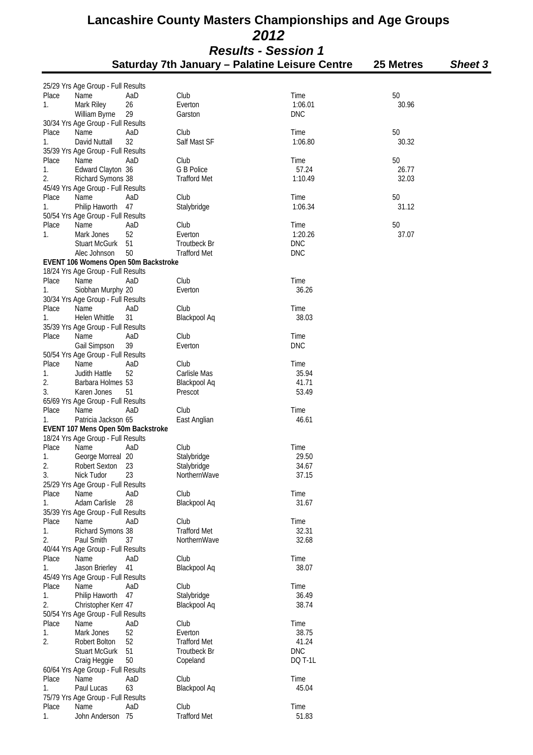# Lancashire County Masters Championships and Age Groups
## *2012*
### *Results - Session 1*
**Saturday 7th January – Palatine Leisure Centre** **25 Metres** ***Sheet 3***

25/29 Yrs Age Group - Full Results

| Place | Name | AaD | Club | Time | 50 |
|---|---|---|---|---|---|
| 1. | Mark Riley | 26 | Everton | 1:06.01 | 30.96 |
| | William Byrne | 29 | Garston | DNC | |

30/34 Yrs Age Group - Full Results

| Place | Name | AaD | Club | Time | 50 |
|---|---|---|---|---|---|
| 1. | David Nuttall | 32 | Salf Mast SF | 1:06.80 | 30.32 |

35/39 Yrs Age Group - Full Results

| Place | Name | AaD | Club | Time | 50 |
|---|---|---|---|---|---|
| 1. | Edward Clayton | 36 | G B Police | 57.24 | 26.77 |
| 2. | Richard Symons | 38 | Trafford Met | 1:10.49 | 32.03 |

45/49 Yrs Age Group - Full Results

| Place | Name | AaD | Club | Time | 50 |
|---|---|---|---|---|---|
| 1. | Philip Haworth | 47 | Stalybridge | 1:06.34 | 31.12 |

50/54 Yrs Age Group - Full Results

| Place | Name | AaD | Club | Time | 50 |
|---|---|---|---|---|---|
| 1. | Mark Jones | 52 | Everton | 1:20.26 | 37.07 |
| | Stuart McGurk | 51 | Troutbeck Br | DNC | |
| | Alec Johnson | 50 | Trafford Met | DNC | |

**EVENT 106 Womens Open 50m Backstroke**

18/24 Yrs Age Group - Full Results

| Place | Name | AaD | Club | Time |
|---|---|---|---|---|
| 1. | Siobhan Murphy | 20 | Everton | 36.26 |

30/34 Yrs Age Group - Full Results

| Place | Name | AaD | Club | Time |
|---|---|---|---|---|
| 1. | Helen Whittle | 31 | Blackpool Aq | 38.03 |

35/39 Yrs Age Group - Full Results

| Place | Name | AaD | Club | Time |
|---|---|---|---|---|
| | Gail Simpson | 39 | Everton | DNC |

50/54 Yrs Age Group - Full Results

| Place | Name | AaD | Club | Time |
|---|---|---|---|---|
| 1. | Judith Hattle | 52 | Carlisle Mas | 35.94 |
| 2. | Barbara Holmes | 53 | Blackpool Aq | 41.71 |
| 3. | Karen Jones | 51 | Prescot | 53.49 |

65/69 Yrs Age Group - Full Results

| Place | Name | AaD | Club | Time |
|---|---|---|---|---|
| 1. | Patricia Jackson | 65 | East Anglian | 46.61 |

**EVENT 107 Mens Open 50m Backstroke**

18/24 Yrs Age Group - Full Results

| Place | Name | AaD | Club | Time |
|---|---|---|---|---|
| 1. | George Morreal | 20 | Stalybridge | 29.50 |
| 2. | Robert Sexton | 23 | Stalybridge | 34.67 |
| 3. | Nick Tudor | 23 | NorthernWave | 37.15 |

25/29 Yrs Age Group - Full Results

| Place | Name | AaD | Club | Time |
|---|---|---|---|---|
| 1. | Adam Carlisle | 28 | Blackpool Aq | 31.67 |

35/39 Yrs Age Group - Full Results

| Place | Name | AaD | Club | Time |
|---|---|---|---|---|
| 1. | Richard Symons | 38 | Trafford Met | 32.31 |
| 2. | Paul Smith | 37 | NorthernWave | 32.68 |

40/44 Yrs Age Group - Full Results

| Place | Name | AaD | Club | Time |
|---|---|---|---|---|
| 1. | Jason Brierley | 41 | Blackpool Aq | 38.07 |

45/49 Yrs Age Group - Full Results

| Place | Name | AaD | Club | Time |
|---|---|---|---|---|
| 1. | Philip Haworth | 47 | Stalybridge | 36.49 |
| 2. | Christopher Kerr | 47 | Blackpool Aq | 38.74 |

50/54 Yrs Age Group - Full Results

| Place | Name | AaD | Club | Time |
|---|---|---|---|---|
| 1. | Mark Jones | 52 | Everton | 38.75 |
| 2. | Robert Bolton | 52 | Trafford Met | 41.24 |
| | Stuart McGurk | 51 | Troutbeck Br | DNC |
| | Craig Heggie | 50 | Copeland | DQ T-1L |

60/64 Yrs Age Group - Full Results

| Place | Name | AaD | Club | Time |
|---|---|---|---|---|
| 1. | Paul Lucas | 63 | Blackpool Aq | 45.04 |

75/79 Yrs Age Group - Full Results

| Place | Name | AaD | Club | Time |
|---|---|---|---|---|
| 1. | John Anderson | 75 | Trafford Met | 51.83 |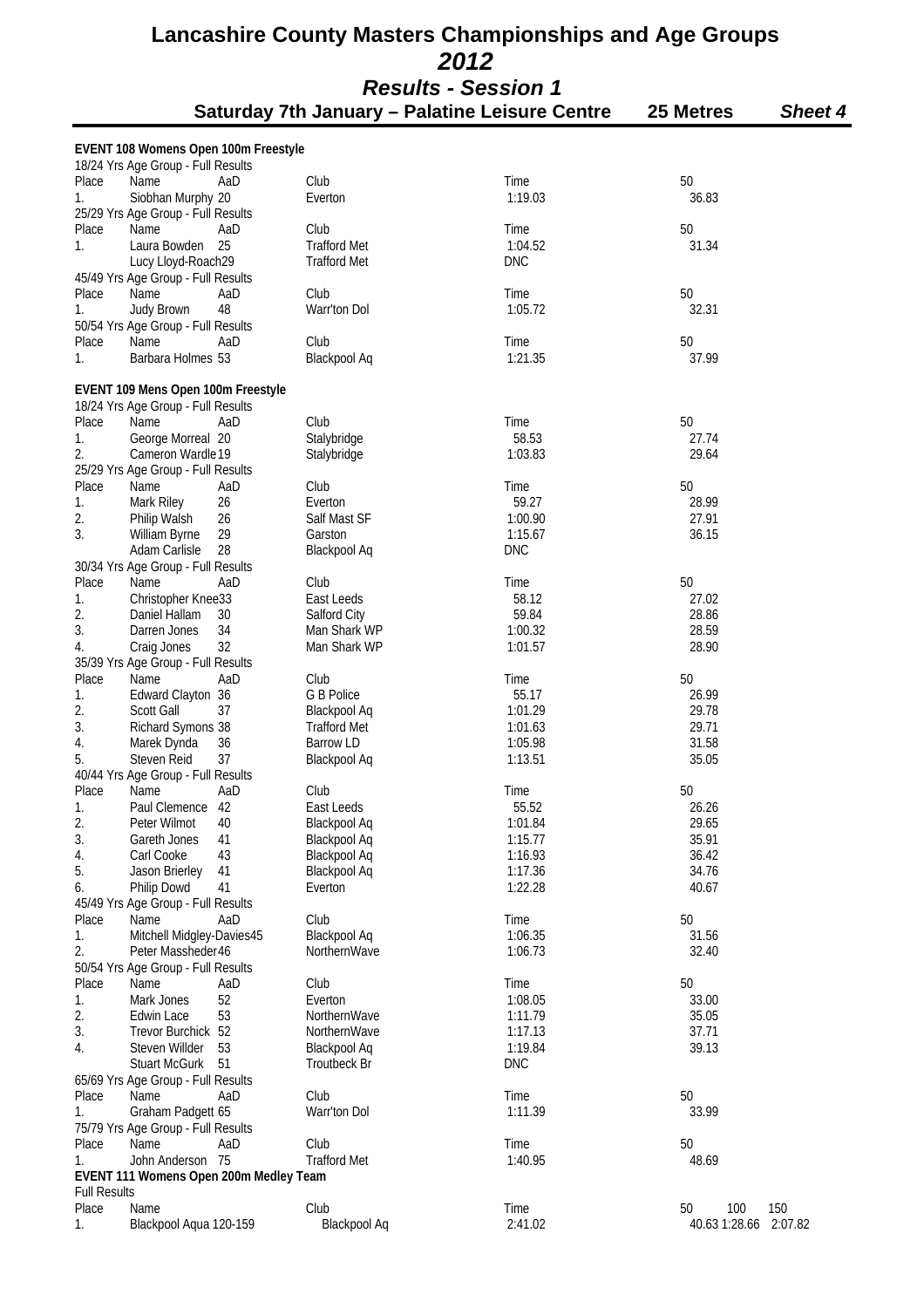# Lancashire County Masters Championships and Age Groups

## *2012*

### *Results - Session 1*

**Saturday 7th January – Palatine Leisure Centre** **25 Metres** ***Sheet 4***

**EVENT 108 Womens Open 100m Freestyle**

18/24 Yrs Age Group - Full Results

| Place | Name | AaD | Club | Time | 50 |
|---|---|---|---|---|---|
| 1. | Siobhan Murphy | 20 | Everton | 1:19.03 | 36.83 |

25/29 Yrs Age Group - Full Results

| Place | Name | AaD | Club | Time | 50 |
|---|---|---|---|---|---|
| 1. | Laura Bowden | 25 | Trafford Met | 1:04.52 | 31.34 |
| | Lucy Lloyd-Roach | 29 | Trafford Met | DNC | |

45/49 Yrs Age Group - Full Results

| Place | Name | AaD | Club | Time | 50 |
|---|---|---|---|---|---|
| 1. | Judy Brown | 48 | Warr'ton Dol | 1:05.72 | 32.31 |

50/54 Yrs Age Group - Full Results

| Place | Name | AaD | Club | Time | 50 |
|---|---|---|---|---|---|
| 1. | Barbara Holmes | 53 | Blackpool Aq | 1:21.35 | 37.99 |

**EVENT 109 Mens Open 100m Freestyle**

18/24 Yrs Age Group - Full Results

| Place | Name | AaD | Club | Time | 50 |
|---|---|---|---|---|---|
| 1. | George Morreal | 20 | Stalybridge | 58.53 | 27.74 |
| 2. | Cameron Wardle | 19 | Stalybridge | 1:03.83 | 29.64 |

25/29 Yrs Age Group - Full Results

| Place | Name | AaD | Club | Time | 50 |
|---|---|---|---|---|---|
| 1. | Mark Riley | 26 | Everton | 59.27 | 28.99 |
| 2. | Philip Walsh | 26 | Salf Mast SF | 1:00.90 | 27.91 |
| 3. | William Byrne | 29 | Garston | 1:15.67 | 36.15 |
| | Adam Carlisle | 28 | Blackpool Aq | DNC | |

30/34 Yrs Age Group - Full Results

| Place | Name | AaD | Club | Time | 50 |
|---|---|---|---|---|---|
| 1. | Christopher Knee | 33 | East Leeds | 58.12 | 27.02 |
| 2. | Daniel Hallam | 30 | Salford City | 59.84 | 28.86 |
| 3. | Darren Jones | 34 | Man Shark WP | 1:00.32 | 28.59 |
| 4. | Craig Jones | 32 | Man Shark WP | 1:01.57 | 28.90 |

35/39 Yrs Age Group - Full Results

| Place | Name | AaD | Club | Time | 50 |
|---|---|---|---|---|---|
| 1. | Edward Clayton | 36 | G B Police | 55.17 | 26.99 |
| 2. | Scott Gall | 37 | Blackpool Aq | 1:01.29 | 29.78 |
| 3. | Richard Symons | 38 | Trafford Met | 1:01.63 | 29.71 |
| 4. | Marek Dynda | 36 | Barrow LD | 1:05.98 | 31.58 |
| 5. | Steven Reid | 37 | Blackpool Aq | 1:13.51 | 35.05 |

40/44 Yrs Age Group - Full Results

| Place | Name | AaD | Club | Time | 50 |
|---|---|---|---|---|---|
| 1. | Paul Clemence | 42 | East Leeds | 55.52 | 26.26 |
| 2. | Peter Wilmot | 40 | Blackpool Aq | 1:01.84 | 29.65 |
| 3. | Gareth Jones | 41 | Blackpool Aq | 1:15.77 | 35.91 |
| 4. | Carl Cooke | 43 | Blackpool Aq | 1:16.93 | 36.42 |
| 5. | Jason Brierley | 41 | Blackpool Aq | 1:17.36 | 34.76 |
| 6. | Philip Dowd | 41 | Everton | 1:22.28 | 40.67 |

45/49 Yrs Age Group - Full Results

| Place | Name | AaD | Club | Time | 50 |
|---|---|---|---|---|---|
| 1. | Mitchell Midgley-Davies | 45 | Blackpool Aq | 1:06.35 | 31.56 |
| 2. | Peter Massheder | 46 | NorthernWave | 1:06.73 | 32.40 |

50/54 Yrs Age Group - Full Results

| Place | Name | AaD | Club | Time | 50 |
|---|---|---|---|---|---|
| 1. | Mark Jones | 52 | Everton | 1:08.05 | 33.00 |
| 2. | Edwin Lace | 53 | NorthernWave | 1:11.79 | 35.05 |
| 3. | Trevor Burchick | 52 | NorthernWave | 1:17.13 | 37.71 |
| 4. | Steven Willder | 53 | Blackpool Aq | 1:19.84 | 39.13 |
| | Stuart McGurk | 51 | Troutbeck Br | DNC | |

65/69 Yrs Age Group - Full Results

| Place | Name | AaD | Club | Time | 50 |
|---|---|---|---|---|---|
| 1. | Graham Padgett | 65 | Warr'ton Dol | 1:11.39 | 33.99 |

75/79 Yrs Age Group - Full Results

| Place | Name | AaD | Club | Time | 50 |
|---|---|---|---|---|---|
| 1. | John Anderson | 75 | Trafford Met | 1:40.95 | 48.69 |

**EVENT 111 Womens Open 200m Medley Team**

Full Results

| Place | Name | Club | Time | 50 | 100 | 150 |
|---|---|---|---|---|---|---|
| 1. | Blackpool Aqua 120-159 | Blackpool Aq | 2:41.02 | 40.63 | 1:28.66 | 2:07.82 |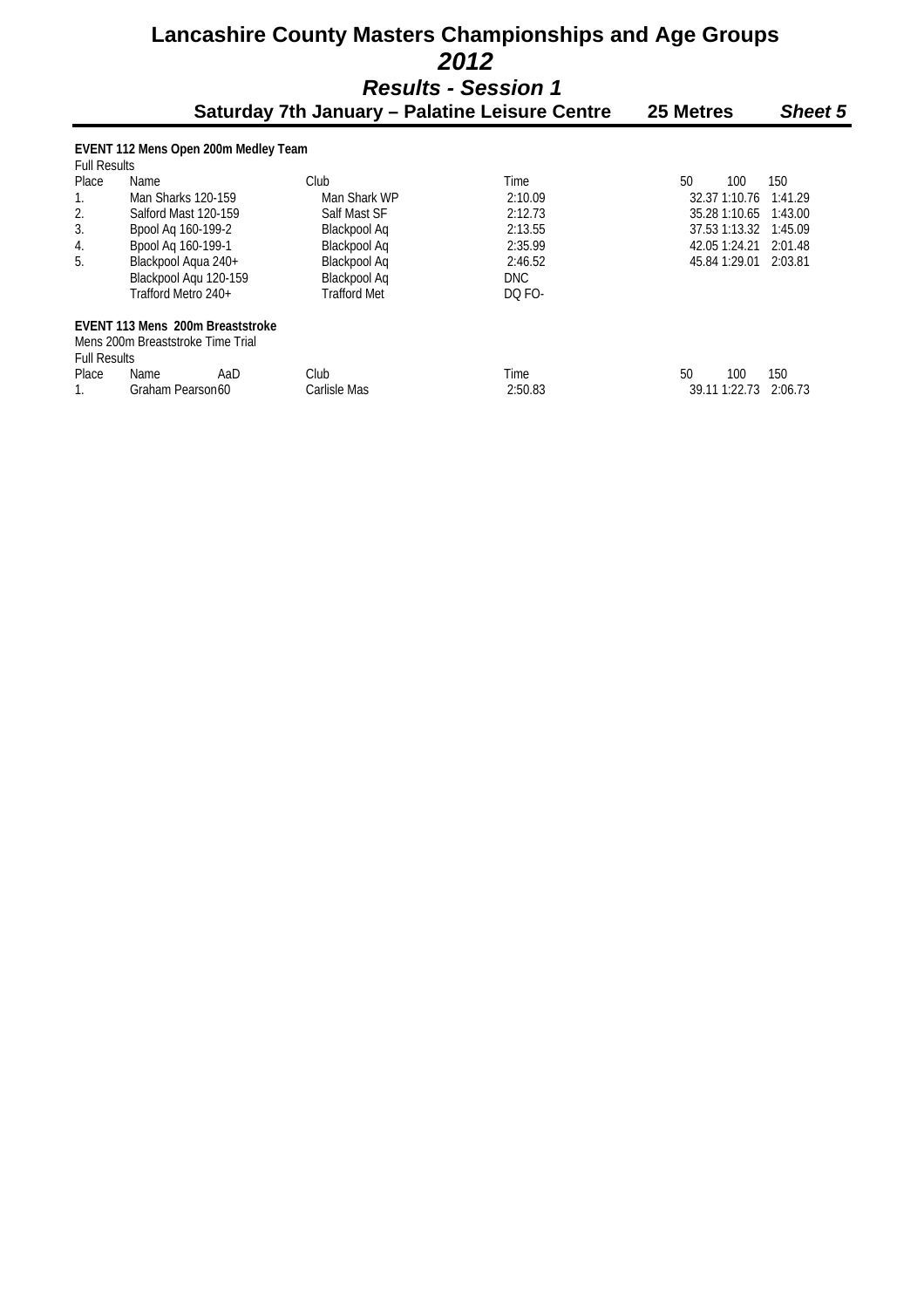# Lancashire County Masters Championships and Age Groups

## *2012*

## *Results - Session 1*

### Saturday 7th January – Palatine Leisure Centre — 25 Metres — *Sheet 5*

**EVENT 112 Mens Open 200m Medley Team**

Full Results

| Place | Name | Club | Time | 50 | 100 | 150 |
|---|---|---|---|---|---|---|
| 1. | Man Sharks 120-159 | Man Shark WP | 2:10.09 | 32.37 | 1:10.76 | 1:41.29 |
| 2. | Salford Mast 120-159 | Salf Mast SF | 2:12.73 | 35.28 | 1:10.65 | 1:43.00 |
| 3. | Bpool Aq 160-199-2 | Blackpool Aq | 2:13.55 | 37.53 | 1:13.32 | 1:45.09 |
| 4. | Bpool Aq 160-199-1 | Blackpool Aq | 2:35.99 | 42.05 | 1:24.21 | 2:01.48 |
| 5. | Blackpool Aqua 240+ | Blackpool Aq | 2:46.52 | 45.84 | 1:29.01 | 2:03.81 |
| | Blackpool Aqu 120-159 | Blackpool Aq | DNC | | | |
| | Trafford Metro 240+ | Trafford Met | DQ FO- | | | |

**EVENT 113 Mens 200m Breaststroke**

Mens 200m Breaststroke Time Trial

Full Results

| Place | Name | AaD | Club | Time | 50 | 100 | 150 |
|---|---|---|---|---|---|---|---|
| 1. | Graham Pearson | 60 | Carlisle Mas | 2:50.83 | 39.11 | 1:22.73 | 2:06.73 |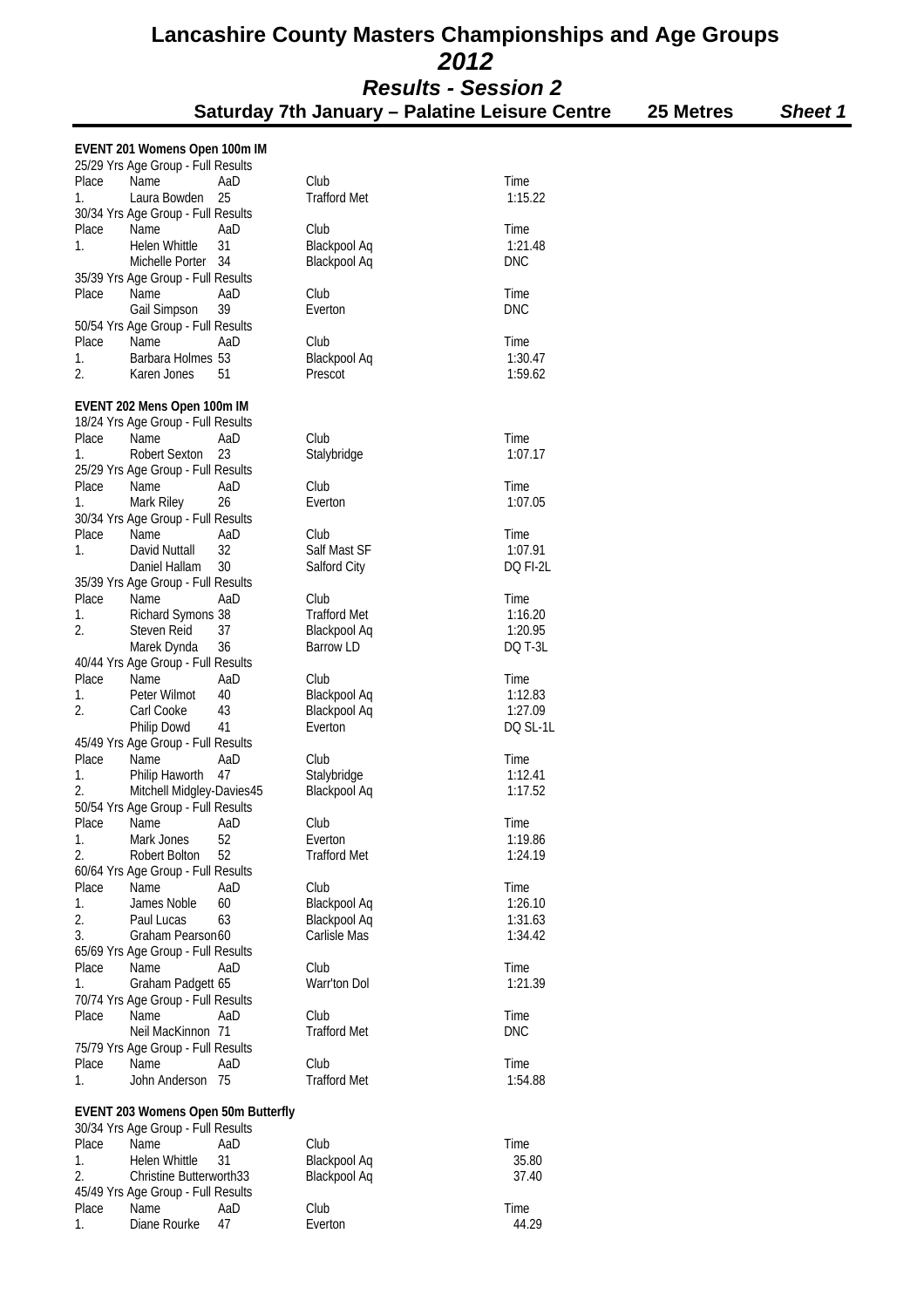# Lancashire County Masters Championships and Age Groups
## *2012*
### *Results - Session 2*
**Saturday 7th January – Palatine Leisure Centre 25 Metres *Sheet 1***

**EVENT 201 Womens Open 100m IM**

25/29 Yrs Age Group - Full Results

| Place | Name | AaD | Club | Time |
|---|---|---|---|---|
| 1. | Laura Bowden | 25 | Trafford Met | 1:15.22 |

30/34 Yrs Age Group - Full Results

| Place | Name | AaD | Club | Time |
|---|---|---|---|---|
| 1. | Helen Whittle | 31 | Blackpool Aq | 1:21.48 |
| | Michelle Porter | 34 | Blackpool Aq | DNC |

35/39 Yrs Age Group - Full Results

| Place | Name | AaD | Club | Time |
|---|---|---|---|---|
| | Gail Simpson | 39 | Everton | DNC |

50/54 Yrs Age Group - Full Results

| Place | Name | AaD | Club | Time |
|---|---|---|---|---|
| 1. | Barbara Holmes | 53 | Blackpool Aq | 1:30.47 |
| 2. | Karen Jones | 51 | Prescot | 1:59.62 |

**EVENT 202 Mens Open 100m IM**

18/24 Yrs Age Group - Full Results

| Place | Name | AaD | Club | Time |
|---|---|---|---|---|
| 1. | Robert Sexton | 23 | Stalybridge | 1:07.17 |

25/29 Yrs Age Group - Full Results

| Place | Name | AaD | Club | Time |
|---|---|---|---|---|
| 1. | Mark Riley | 26 | Everton | 1:07.05 |

30/34 Yrs Age Group - Full Results

| Place | Name | AaD | Club | Time |
|---|---|---|---|---|
| 1. | David Nuttall | 32 | Salf Mast SF | 1:07.91 |
| | Daniel Hallam | 30 | Salford City | DQ FI-2L |

35/39 Yrs Age Group - Full Results

| Place | Name | AaD | Club | Time |
|---|---|---|---|---|
| 1. | Richard Symons | 38 | Trafford Met | 1:16.20 |
| 2. | Steven Reid | 37 | Blackpool Aq | 1:20.95 |
| | Marek Dynda | 36 | Barrow LD | DQ T-3L |

40/44 Yrs Age Group - Full Results

| Place | Name | AaD | Club | Time |
|---|---|---|---|---|
| 1. | Peter Wilmot | 40 | Blackpool Aq | 1:12.83 |
| 2. | Carl Cooke | 43 | Blackpool Aq | 1:27.09 |
| | Philip Dowd | 41 | Everton | DQ SL-1L |

45/49 Yrs Age Group - Full Results

| Place | Name | AaD | Club | Time |
|---|---|---|---|---|
| 1. | Philip Haworth | 47 | Stalybridge | 1:12.41 |
| 2. | Mitchell Midgley-Davies | 45 | Blackpool Aq | 1:17.52 |

50/54 Yrs Age Group - Full Results

| Place | Name | AaD | Club | Time |
|---|---|---|---|---|
| 1. | Mark Jones | 52 | Everton | 1:19.86 |
| 2. | Robert Bolton | 52 | Trafford Met | 1:24.19 |

60/64 Yrs Age Group - Full Results

| Place | Name | AaD | Club | Time |
|---|---|---|---|---|
| 1. | James Noble | 60 | Blackpool Aq | 1:26.10 |
| 2. | Paul Lucas | 63 | Blackpool Aq | 1:31.63 |
| 3. | Graham Pearson | 60 | Carlisle Mas | 1:34.42 |

65/69 Yrs Age Group - Full Results

| Place | Name | AaD | Club | Time |
|---|---|---|---|---|
| 1. | Graham Padgett | 65 | Warr'ton Dol | 1:21.39 |

70/74 Yrs Age Group - Full Results

| Place | Name | AaD | Club | Time |
|---|---|---|---|---|
| | Neil MacKinnon | 71 | Trafford Met | DNC |

75/79 Yrs Age Group - Full Results

| Place | Name | AaD | Club | Time |
|---|---|---|---|---|
| 1. | John Anderson | 75 | Trafford Met | 1:54.88 |

**EVENT 203 Womens Open 50m Butterfly**

30/34 Yrs Age Group - Full Results

| Place | Name | AaD | Club | Time |
|---|---|---|---|---|
| 1. | Helen Whittle | 31 | Blackpool Aq | 35.80 |
| 2. | Christine Butterworth | 33 | Blackpool Aq | 37.40 |

45/49 Yrs Age Group - Full Results

| Place | Name | AaD | Club | Time |
|---|---|---|---|---|
| 1. | Diane Rourke | 47 | Everton | 44.29 |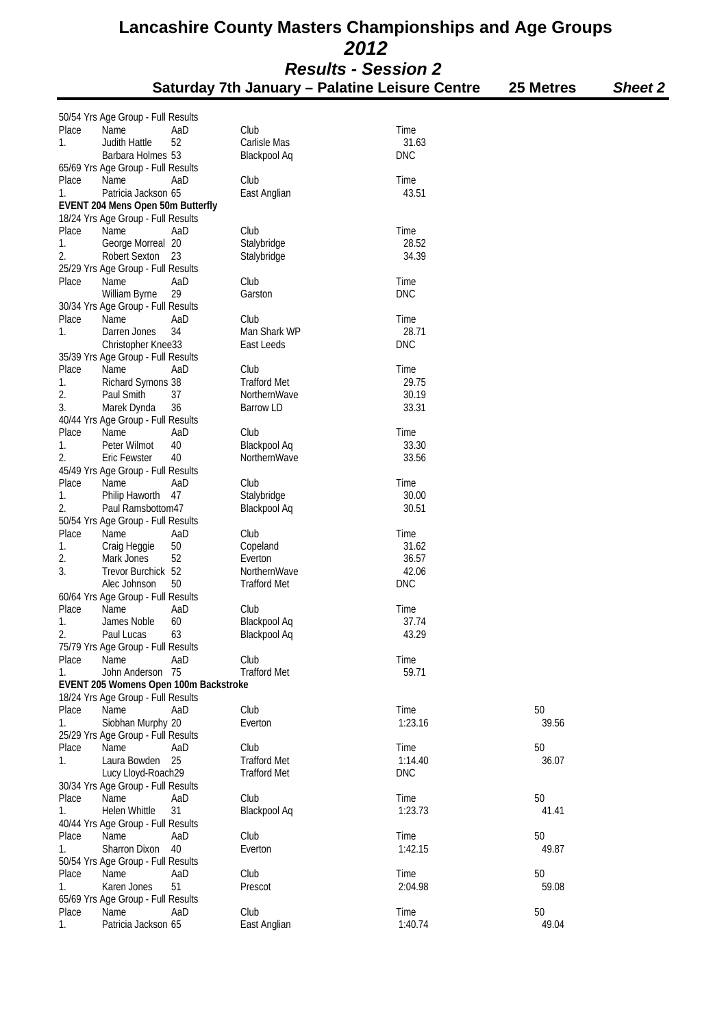# Lancashire County Masters Championships and Age Groups

## *2012*

## *Results - Session 2*

### Saturday 7th January – Palatine Leisure Centre 25 Metres *Sheet 2*

50/54 Yrs Age Group - Full Results

| Place | Name | AaD | Club | Time |
|---|---|---|---|---|
| 1. | Judith Hattle | 52 | Carlisle Mas | 31.63 |
| | Barbara Holmes | 53 | Blackpool Aq | DNC |

65/69 Yrs Age Group - Full Results

| Place | Name | AaD | Club | Time |
|---|---|---|---|---|
| 1. | Patricia Jackson | 65 | East Anglian | 43.51 |

**EVENT 204 Mens Open 50m Butterfly**

18/24 Yrs Age Group - Full Results

| Place | Name | AaD | Club | Time |
|---|---|---|---|---|
| 1. | George Morreal | 20 | Stalybridge | 28.52 |
| 2. | Robert Sexton | 23 | Stalybridge | 34.39 |

25/29 Yrs Age Group - Full Results

| Place | Name | AaD | Club | Time |
|---|---|---|---|---|
| | William Byrne | 29 | Garston | DNC |

30/34 Yrs Age Group - Full Results

| Place | Name | AaD | Club | Time |
|---|---|---|---|---|
| 1. | Darren Jones | 34 | Man Shark WP | 28.71 |
| | Christopher Knee | 33 | East Leeds | DNC |

35/39 Yrs Age Group - Full Results

| Place | Name | AaD | Club | Time |
|---|---|---|---|---|
| 1. | Richard Symons | 38 | Trafford Met | 29.75 |
| 2. | Paul Smith | 37 | NorthernWave | 30.19 |
| 3. | Marek Dynda | 36 | Barrow LD | 33.31 |

40/44 Yrs Age Group - Full Results

| Place | Name | AaD | Club | Time |
|---|---|---|---|---|
| 1. | Peter Wilmot | 40 | Blackpool Aq | 33.30 |
| 2. | Eric Fewster | 40 | NorthernWave | 33.56 |

45/49 Yrs Age Group - Full Results

| Place | Name | AaD | Club | Time |
|---|---|---|---|---|
| 1. | Philip Haworth | 47 | Stalybridge | 30.00 |
| 2. | Paul Ramsbottom | 47 | Blackpool Aq | 30.51 |

50/54 Yrs Age Group - Full Results

| Place | Name | AaD | Club | Time |
|---|---|---|---|---|
| 1. | Craig Heggie | 50 | Copeland | 31.62 |
| 2. | Mark Jones | 52 | Everton | 36.57 |
| 3. | Trevor Burchick | 52 | NorthernWave | 42.06 |
| | Alec Johnson | 50 | Trafford Met | DNC |

60/64 Yrs Age Group - Full Results

| Place | Name | AaD | Club | Time |
|---|---|---|---|---|
| 1. | James Noble | 60 | Blackpool Aq | 37.74 |
| 2. | Paul Lucas | 63 | Blackpool Aq | 43.29 |

75/79 Yrs Age Group - Full Results

| Place | Name | AaD | Club | Time |
|---|---|---|---|---|
| 1. | John Anderson | 75 | Trafford Met | 59.71 |

**EVENT 205 Womens Open 100m Backstroke**

18/24 Yrs Age Group - Full Results

| Place | Name | AaD | Club | Time | 50 |
|---|---|---|---|---|---|
| 1. | Siobhan Murphy | 20 | Everton | 1:23.16 | 39.56 |

25/29 Yrs Age Group - Full Results

| Place | Name | AaD | Club | Time | 50 |
|---|---|---|---|---|---|
| 1. | Laura Bowden | 25 | Trafford Met | 1:14.40 | 36.07 |
| | Lucy Lloyd-Roach | 29 | Trafford Met | DNC | |

30/34 Yrs Age Group - Full Results

| Place | Name | AaD | Club | Time | 50 |
|---|---|---|---|---|---|
| 1. | Helen Whittle | 31 | Blackpool Aq | 1:23.73 | 41.41 |

40/44 Yrs Age Group - Full Results

| Place | Name | AaD | Club | Time | 50 |
|---|---|---|---|---|---|
| 1. | Sharron Dixon | 40 | Everton | 1:42.15 | 49.87 |

50/54 Yrs Age Group - Full Results

| Place | Name | AaD | Club | Time | 50 |
|---|---|---|---|---|---|
| 1. | Karen Jones | 51 | Prescot | 2:04.98 | 59.08 |

65/69 Yrs Age Group - Full Results

| Place | Name | AaD | Club | Time | 50 |
|---|---|---|---|---|---|
| 1. | Patricia Jackson | 65 | East Anglian | 1:40.74 | 49.04 |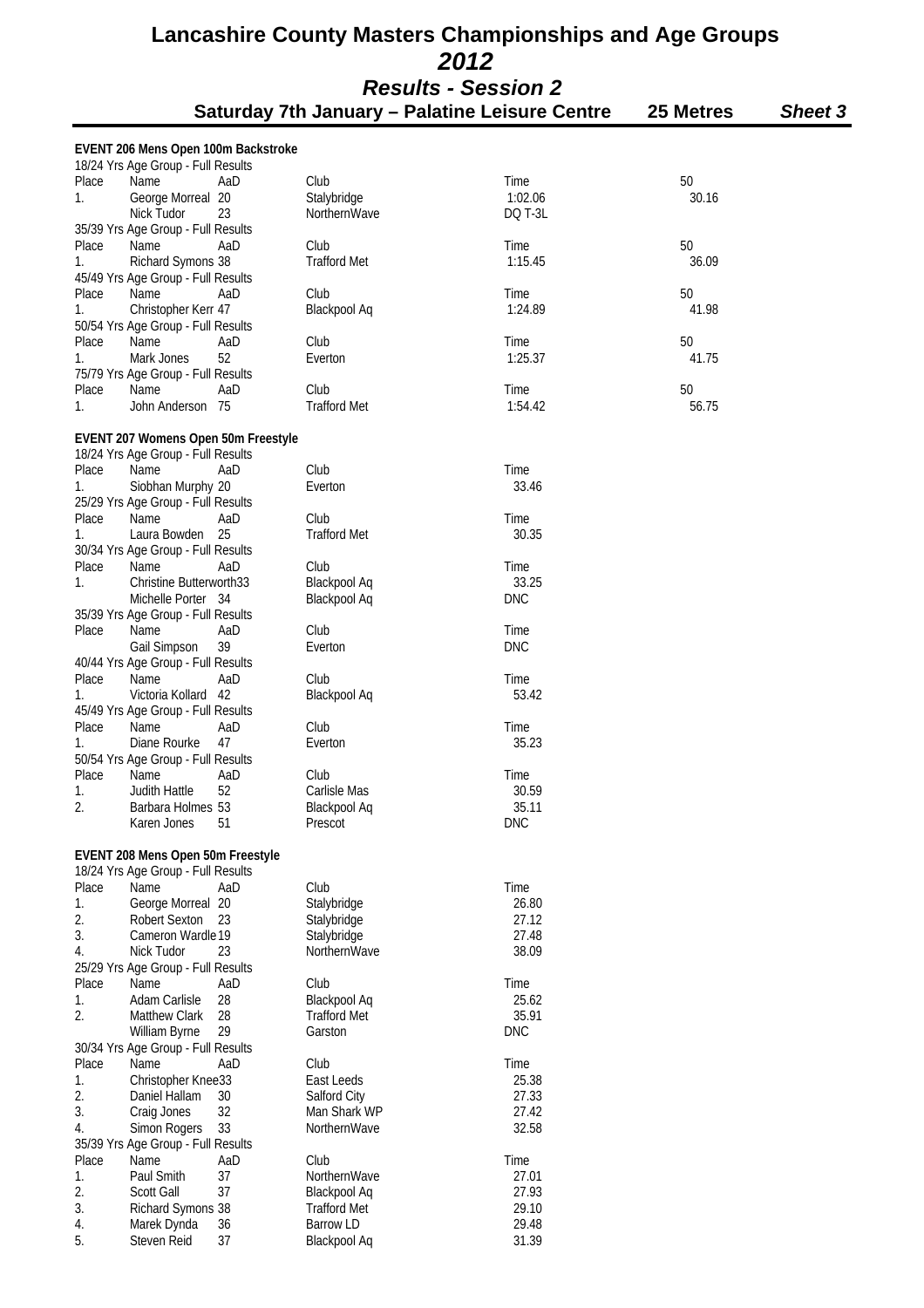# Lancashire County Masters Championships and Age Groups

## *2012*

## *Results - Session 2*

### Saturday 7th January – Palatine Leisure Centre **25 Metres** ***Sheet 3***

**EVENT 206 Mens Open 100m Backstroke**

18/24 Yrs Age Group - Full Results

| Place | Name | AaD | Club | Time | 50 |
|---|---|---|---|---|---|
| 1. | George Morreal | 20 | Stalybridge | 1:02.06 | 30.16 |
| | Nick Tudor | 23 | NorthernWave | DQ T-3L | |

35/39 Yrs Age Group - Full Results

| Place | Name | AaD | Club | Time | 50 |
|---|---|---|---|---|---|
| 1. | Richard Symons | 38 | Trafford Met | 1:15.45 | 36.09 |

45/49 Yrs Age Group - Full Results

| Place | Name | AaD | Club | Time | 50 |
|---|---|---|---|---|---|
| 1. | Christopher Kerr | 47 | Blackpool Aq | 1:24.89 | 41.98 |

50/54 Yrs Age Group - Full Results

| Place | Name | AaD | Club | Time | 50 |
|---|---|---|---|---|---|
| 1. | Mark Jones | 52 | Everton | 1:25.37 | 41.75 |

75/79 Yrs Age Group - Full Results

| Place | Name | AaD | Club | Time | 50 |
|---|---|---|---|---|---|
| 1. | John Anderson | 75 | Trafford Met | 1:54.42 | 56.75 |

**EVENT 207 Womens Open 50m Freestyle**

18/24 Yrs Age Group - Full Results

| Place | Name | AaD | Club | Time |
|---|---|---|---|---|
| 1. | Siobhan Murphy | 20 | Everton | 33.46 |

25/29 Yrs Age Group - Full Results

| Place | Name | AaD | Club | Time |
|---|---|---|---|---|
| 1. | Laura Bowden | 25 | Trafford Met | 30.35 |

30/34 Yrs Age Group - Full Results

| Place | Name | AaD | Club | Time |
|---|---|---|---|---|
| 1. | Christine Butterworth | 33 | Blackpool Aq | 33.25 |
| | Michelle Porter | 34 | Blackpool Aq | DNC |

35/39 Yrs Age Group - Full Results

| Place | Name | AaD | Club | Time |
|---|---|---|---|---|
| | Gail Simpson | 39 | Everton | DNC |

40/44 Yrs Age Group - Full Results

| Place | Name | AaD | Club | Time |
|---|---|---|---|---|
| 1. | Victoria Kollard | 42 | Blackpool Aq | 53.42 |

45/49 Yrs Age Group - Full Results

| Place | Name | AaD | Club | Time |
|---|---|---|---|---|
| 1. | Diane Rourke | 47 | Everton | 35.23 |

50/54 Yrs Age Group - Full Results

| Place | Name | AaD | Club | Time |
|---|---|---|---|---|
| 1. | Judith Hattle | 52 | Carlisle Mas | 30.59 |
| 2. | Barbara Holmes | 53 | Blackpool Aq | 35.11 |
| | Karen Jones | 51 | Prescot | DNC |

**EVENT 208 Mens Open 50m Freestyle**

18/24 Yrs Age Group - Full Results

| Place | Name | AaD | Club | Time |
|---|---|---|---|---|
| 1. | George Morreal | 20 | Stalybridge | 26.80 |
| 2. | Robert Sexton | 23 | Stalybridge | 27.12 |
| 3. | Cameron Wardle | 19 | Stalybridge | 27.48 |
| 4. | Nick Tudor | 23 | NorthernWave | 38.09 |

25/29 Yrs Age Group - Full Results

| Place | Name | AaD | Club | Time |
|---|---|---|---|---|
| 1. | Adam Carlisle | 28 | Blackpool Aq | 25.62 |
| 2. | Matthew Clark | 28 | Trafford Met | 35.91 |
| | William Byrne | 29 | Garston | DNC |

30/34 Yrs Age Group - Full Results

| Place | Name | AaD | Club | Time |
|---|---|---|---|---|
| 1. | Christopher Knee | 33 | East Leeds | 25.38 |
| 2. | Daniel Hallam | 30 | Salford City | 27.33 |
| 3. | Craig Jones | 32 | Man Shark WP | 27.42 |
| 4. | Simon Rogers | 33 | NorthernWave | 32.58 |

35/39 Yrs Age Group - Full Results

| Place | Name | AaD | Club | Time |
|---|---|---|---|---|
| 1. | Paul Smith | 37 | NorthernWave | 27.01 |
| 2. | Scott Gall | 37 | Blackpool Aq | 27.93 |
| 3. | Richard Symons | 38 | Trafford Met | 29.10 |
| 4. | Marek Dynda | 36 | Barrow LD | 29.48 |
| 5. | Steven Reid | 37 | Blackpool Aq | 31.39 |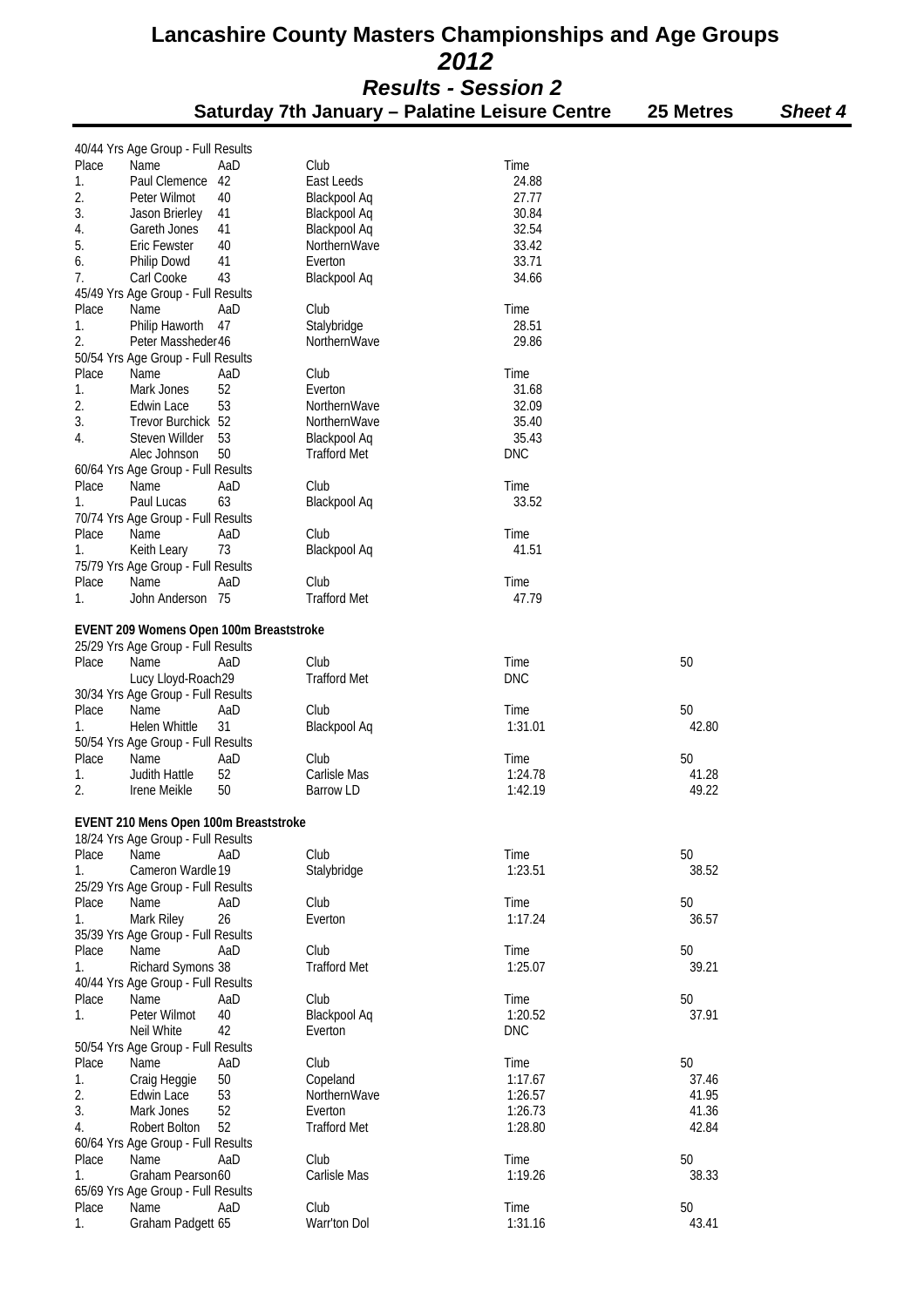# Lancashire County Masters Championships and Age Groups

## *2012*

## *Results - Session 2*

**Saturday 7th January – Palatine Leisure Centre 25 Metres *Sheet 4***

40/44 Yrs Age Group - Full Results

| Place | Name | AaD | Club | Time |
|---|---|---|---|---|
| 1. | Paul Clemence | 42 | East Leeds | 24.88 |
| 2. | Peter Wilmot | 40 | Blackpool Aq | 27.77 |
| 3. | Jason Brierley | 41 | Blackpool Aq | 30.84 |
| 4. | Gareth Jones | 41 | Blackpool Aq | 32.54 |
| 5. | Eric Fewster | 40 | NorthernWave | 33.42 |
| 6. | Philip Dowd | 41 | Everton | 33.71 |
| 7. | Carl Cooke | 43 | Blackpool Aq | 34.66 |

45/49 Yrs Age Group - Full Results

| Place | Name | AaD | Club | Time |
|---|---|---|---|---|
| 1. | Philip Haworth | 47 | Stalybridge | 28.51 |
| 2. | Peter Massheder | 46 | NorthernWave | 29.86 |

50/54 Yrs Age Group - Full Results

| Place | Name | AaD | Club | Time |
|---|---|---|---|---|
| 1. | Mark Jones | 52 | Everton | 31.68 |
| 2. | Edwin Lace | 53 | NorthernWave | 32.09 |
| 3. | Trevor Burchick | 52 | NorthernWave | 35.40 |
| 4. | Steven Willder | 53 | Blackpool Aq | 35.43 |
| | Alec Johnson | 50 | Trafford Met | DNC |

60/64 Yrs Age Group - Full Results

| Place | Name | AaD | Club | Time |
|---|---|---|---|---|
| 1. | Paul Lucas | 63 | Blackpool Aq | 33.52 |

70/74 Yrs Age Group - Full Results

| Place | Name | AaD | Club | Time |
|---|---|---|---|---|
| 1. | Keith Leary | 73 | Blackpool Aq | 41.51 |

75/79 Yrs Age Group - Full Results

| Place | Name | AaD | Club | Time |
|---|---|---|---|---|
| 1. | John Anderson | 75 | Trafford Met | 47.79 |

**EVENT 209 Womens Open 100m Breaststroke**

25/29 Yrs Age Group - Full Results

| Place | Name | AaD | Club | Time | 50 |
|---|---|---|---|---|---|
| | Lucy Lloyd-Roach | 29 | Trafford Met | DNC | |

30/34 Yrs Age Group - Full Results

| Place | Name | AaD | Club | Time | 50 |
|---|---|---|---|---|---|
| 1. | Helen Whittle | 31 | Blackpool Aq | 1:31.01 | 42.80 |

50/54 Yrs Age Group - Full Results

| Place | Name | AaD | Club | Time | 50 |
|---|---|---|---|---|---|
| 1. | Judith Hattle | 52 | Carlisle Mas | 1:24.78 | 41.28 |
| 2. | Irene Meikle | 50 | Barrow LD | 1:42.19 | 49.22 |

**EVENT 210 Mens Open 100m Breaststroke**

18/24 Yrs Age Group - Full Results

| Place | Name | AaD | Club | Time | 50 |
|---|---|---|---|---|---|
| 1. | Cameron Wardle | 19 | Stalybridge | 1:23.51 | 38.52 |

25/29 Yrs Age Group - Full Results

| Place | Name | AaD | Club | Time | 50 |
|---|---|---|---|---|---|
| 1. | Mark Riley | 26 | Everton | 1:17.24 | 36.57 |

35/39 Yrs Age Group - Full Results

| Place | Name | AaD | Club | Time | 50 |
|---|---|---|---|---|---|
| 1. | Richard Symons | 38 | Trafford Met | 1:25.07 | 39.21 |

40/44 Yrs Age Group - Full Results

| Place | Name | AaD | Club | Time | 50 |
|---|---|---|---|---|---|
| 1. | Peter Wilmot | 40 | Blackpool Aq | 1:20.52 | 37.91 |
| | Neil White | 42 | Everton | DNC | |

50/54 Yrs Age Group - Full Results

| Place | Name | AaD | Club | Time | 50 |
|---|---|---|---|---|---|
| 1. | Craig Heggie | 50 | Copeland | 1:17.67 | 37.46 |
| 2. | Edwin Lace | 53 | NorthernWave | 1:26.57 | 41.95 |
| 3. | Mark Jones | 52 | Everton | 1:26.73 | 41.36 |
| 4. | Robert Bolton | 52 | Trafford Met | 1:28.80 | 42.84 |

60/64 Yrs Age Group - Full Results

| Place | Name | AaD | Club | Time | 50 |
|---|---|---|---|---|---|
| 1. | Graham Pearson | 60 | Carlisle Mas | 1:19.26 | 38.33 |

65/69 Yrs Age Group - Full Results

| Place | Name | AaD | Club | Time | 50 |
|---|---|---|---|---|---|
| 1. | Graham Padgett | 65 | Warr'ton Dol | 1:31.16 | 43.41 |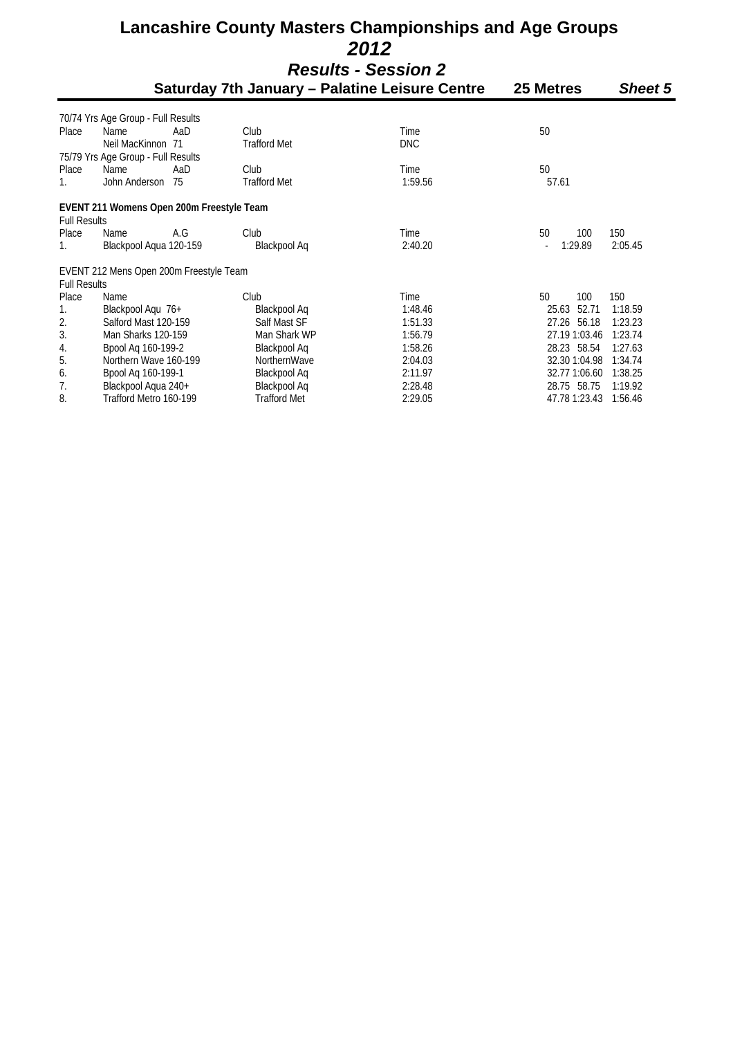# Lancashire County Masters Championships and Age Groups
## *2012*
## *Results - Session 2*
### Saturday 7th January – Palatine Leisure Centre 25 Metres *Sheet 5*

70/74 Yrs Age Group - Full Results

| Place | Name | AaD | Club | Time | 50 |
|---|---|---|---|---|---|
| | Neil MacKinnon | 71 | Trafford Met | DNC | |

75/79 Yrs Age Group - Full Results

| Place | Name | AaD | Club | Time | 50 |
|---|---|---|---|---|---|
| 1. | John Anderson | 75 | Trafford Met | 1:59.56 | 57.61 |

**EVENT 211 Womens Open 200m Freestyle Team**

Full Results

| Place | Name | A.G | Club | Time | 50 | 100 | 150 |
|---|---|---|---|---|---|---|---|
| 1. | Blackpool Aqua | 120-159 | Blackpool Aq | 2:40.20 | - | 1:29.89 | 2:05.45 |

EVENT 212 Mens Open 200m Freestyle Team

Full Results

| Place | Name | Club | Time | 50 | 100 | 150 |
|---|---|---|---|---|---|---|
| 1. | Blackpool Aqu 76+ | Blackpool Aq | 1:48.46 | 25.63 | 52.71 | 1:18.59 |
| 2. | Salford Mast 120-159 | Salf Mast SF | 1:51.33 | 27.26 | 56.18 | 1:23.23 |
| 3. | Man Sharks 120-159 | Man Shark WP | 1:56.79 | 27.19 | 1:03.46 | 1:23.74 |
| 4. | Bpool Aq 160-199-2 | Blackpool Aq | 1:58.26 | 28.23 | 58.54 | 1:27.63 |
| 5. | Northern Wave 160-199 | NorthernWave | 2:04.03 | 32.30 | 1:04.98 | 1:34.74 |
| 6. | Bpool Aq 160-199-1 | Blackpool Aq | 2:11.97 | 32.77 | 1:06.60 | 1:38.25 |
| 7. | Blackpool Aqua 240+ | Blackpool Aq | 2:28.48 | 28.75 | 58.75 | 1:19.92 |
| 8. | Trafford Metro 160-199 | Trafford Met | 2:29.05 | 47.78 | 1:23.43 | 1:56.46 |